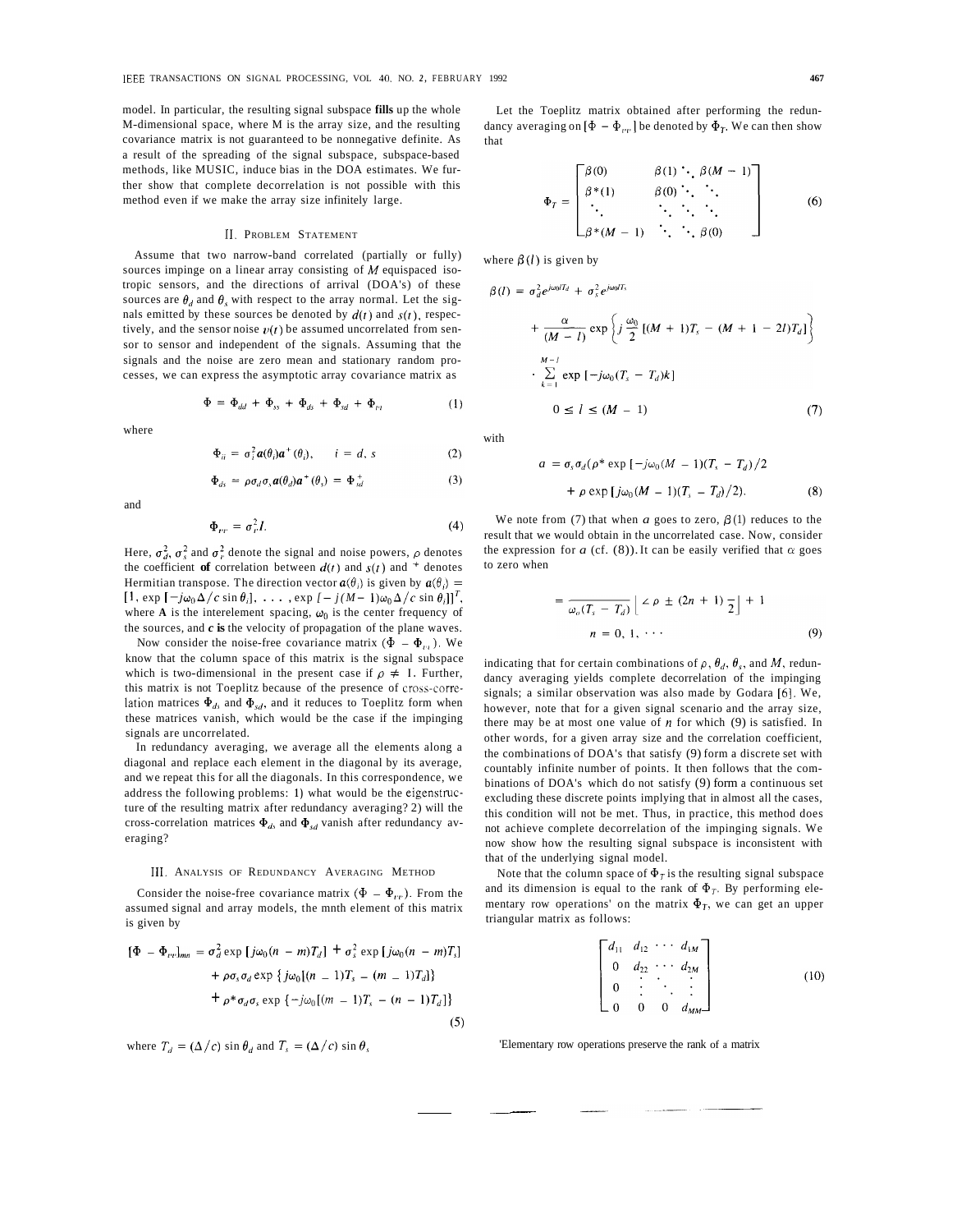model. In particular, the resulting signal subspace **fills** up the whole M-dimensional space, where M is the array size, and the resulting covariance matrix is not guaranteed to be nonnegative definite. As a result of the spreading of the signal subspace, subspace-based methods, like MUSIC, induce bias in the DOA estimates. We further show that complete decorrelation is not possible with this method even if we make the array size infinitely large.

## II. Problem Statement

Assume that two narrow-band correlated (partially or fully) sources impinge on a linear array consisting of $M$ equispaced isotropic sensors, and the directions of arrival (DOA's) of these sources are $\theta_d$ and $\theta_s$ with respect to the array normal. Let the signals emitted by these sources be denoted by $d(t)$ and $s(t)$, respectively, and the sensor noise $\nu(t)$ be assumed uncorrelated from sensor to sensor and independent of the signals. Assuming that the signals and the noise are zero mean and stationary random processes, we can express the asymptotic array covariance matrix as

$$\Phi = \Phi_{dd} + \Phi_{ss} + \Phi_{ds} + \Phi_{sd} + \Phi_{\nu\nu} \tag{1}$$

where

$$\Phi_{ii} = \sigma_i^2 \boldsymbol{a}(\theta_i)\boldsymbol{a}^+(\theta_i), \qquad i = d, s \tag{2}$$

$$\Phi_{ds} = \rho\sigma_d\sigma_s \boldsymbol{a}(\theta_d)\boldsymbol{a}^+(\theta_s) = \Phi_{sd}^+ \tag{3}$$

and

$$\Phi_{\nu\nu} = \sigma_\nu^2 I. \tag{4}$$

Here, $\sigma_d^2$, $\sigma_s^2$ and $\sigma_\nu^2$ denote the signal and noise powers, $\rho$ denotes the coefficient **of** correlation between $d(t)$ and $s(t)$ and $^+$ denotes Hermitian transpose. The direction vector $\boldsymbol{a}(\theta_i)$ is given by $\boldsymbol{a}(\theta_i) = [1, \exp[-j\omega_0\Delta/c \sin\theta_i], \cdots, \exp[-j(M-1)\omega_0\Delta/c \sin\theta_i]]^T$, where $\Delta$ is the interelement spacing, $\omega_0$ is the center frequency of the sources, and $c$ **is** the velocity of propagation of the plane waves.

Now consider the noise-free covariance matrix $(\Phi - \Phi_{\nu\nu})$. We know that the column space of this matrix is the signal subspace which is two-dimensional in the present case if $\rho \neq 1$. Further, this matrix is not Toeplitz because of the presence of cross-correlation matrices $\Phi_{ds}$ and $\Phi_{sd}$, and it reduces to Toeplitz form when these matrices vanish, which would be the case if the impinging signals are uncorrelated.

In redundancy averaging, we average all the elements along a diagonal and replace each element in the diagonal by its average, and we repeat this for all the diagonals. In this correspondence, we address the following problems: 1) what would be the eigenstructure of the resulting matrix after redundancy averaging? 2) will the cross-correlation matrices $\Phi_{ds}$ and $\Phi_{sd}$ vanish after redundancy averaging?

## III. Analysis of Redundancy Averaging Method

Consider the noise-free covariance matrix $(\Phi - \Phi_{\nu\nu})$. From the assumed signal and array models, the mnth element of this matrix is given by

$$\begin{aligned}[\Phi - \Phi_{\nu\nu}]_{mn} = {} & \sigma_d^2 \exp[j\omega_0(n-m)T_d] + \sigma_s^2 \exp[j\omega_0(n-m)T_s] \\ & + \rho\sigma_s\sigma_d \exp\{j\omega_0[(n-1)T_s - (m-1)T_d]\} \\ & + \rho^*\sigma_d\sigma_s \exp\{-j\omega_0[(m-1)T_s - (n-1)T_d]\}\end{aligned} \tag{5}$$

where $T_d = (\Delta/c)\sin\theta_d$ and $T_s = (\Delta/c)\sin\theta_s$

Let the Toeplitz matrix obtained after performing the redundancy averaging on $[\Phi - \Phi_{\nu\nu}]$ be denoted by $\Phi_T$. We can then show that

$$\Phi_T = \begin{bmatrix} \beta(0) & \beta(1) \ddots & \beta(M-1) \\ \beta^*(1) & \beta(0) \ddots & \ddots \\ \ddots & \ddots \; \ddots & \ddots \\ \beta^*(M-1) & \ddots \; \ddots & \beta(0) \end{bmatrix} \tag{6}$$

where $\beta(l)$ is given by

$$\begin{aligned}\beta(l) = {} & \sigma_d^2 e^{j\omega_0 l T_d} + \sigma_s^2 e^{j\omega_0 l T_s} \\ & + \frac{\alpha}{(M-l)} \exp\left\{j\frac{\omega_0}{2}[(M+1)T_s - (M+1-2l)T_d]\right\} \\ & \cdot \sum_{k=1}^{M-l} \exp[-j\omega_0(T_s - T_d)k] \\ & 0 \leq l \leq (M-1)\end{aligned} \tag{7}$$

with

$$\begin{aligned}\alpha = {} & \sigma_s\sigma_d(\rho^* \exp[-j\omega_0(M-1)(T_s - T_d)/2 \\ & + \rho \exp[j\omega_0(M-1)(T_s - T_d)/2).\end{aligned} \tag{8}$$

We note from (7) that when $\alpha$ goes to zero, $\beta(1)$ reduces to the result that we would obtain in the uncorrelated case. Now, consider the expression for $\alpha$ (cf. (8)). It can be easily verified that $\alpha$ goes to zero when

$$= \frac{}{\omega_o(T_s - T_d)}\left[\angle\rho \pm (2n+1)\frac{}{2}\right] + 1$$
$$n = 0, 1, \cdots \tag{9}$$

indicating that for certain combinations of $\rho$, $\theta_d$, $\theta_s$, and $M$, redundancy averaging yields complete decorrelation of the impinging signals; a similar observation was also made by Godara [6]. We, however, note that for a given signal scenario and the array size, there may be at most one value of $n$ for which (9) is satisfied. In other words, for a given array size and the correlation coefficient, the combinations of DOA's that satisfy (9) form a discrete set with countably infinite number of points. It then follows that the combinations of DOA's which do not satisfy (9) form a continuous set excluding these discrete points implying that in almost all the cases, this condition will not be met. Thus, in practice, this method does not achieve complete decorrelation of the impinging signals. We now show how the resulting signal subspace is inconsistent with that of the underlying signal model.

Note that the column space of $\Phi_T$ is the resulting signal subspace and its dimension is equal to the rank of $\Phi_T$. By performing elementary row operations[1] on the matrix $\Phi_T$, we can get an upper triangular matrix as follows:

$$\begin{bmatrix} d_{11} & d_{12} & \cdots & d_{1M} \\ 0 & d_{22} & \cdots & d_{2M} \\ 0 & \vdots & \ddots & \vdots \\ 0 & 0 & 0 & d_{MM} \end{bmatrix} \tag{10}$$

[1]Elementary row operations preserve the rank of a matrix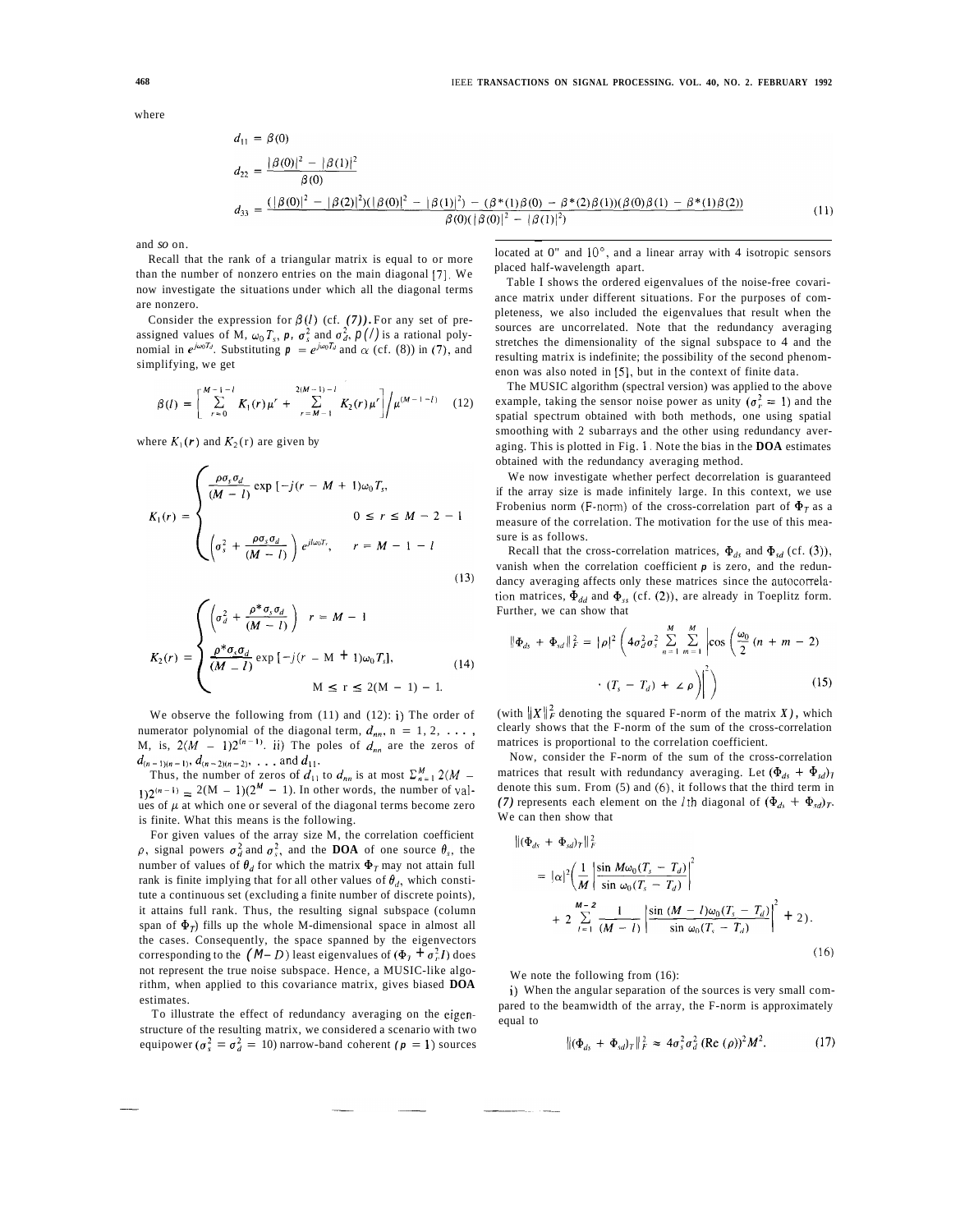where

$$d_{11} = \beta(0)$$

$$d_{22} = \frac{|\beta(0)|^2 - |\beta(1)|^2}{\beta(0)}$$

$$d_{33} = \frac{(|\beta(0)|^2 - |\beta(2)|^2)(|\beta(0)|^2 - |\beta(1)|^2) - (\beta^*(1)\beta(0) - \beta^*(2)\beta(1))(\beta(0)\beta(1) - \beta^*(1)\beta(2))}{\beta(0)(|\beta(0)|^2 - |\beta(1)|^2)} \tag{11}$$

and so on.

Recall that the rank of a triangular matrix is equal to or more than the number of nonzero entries on the main diagonal [7]. We now investigate the situations under which all the diagonal terms are nonzero.

Consider the expression for $\beta(l)$ (cf. (7)). For any set of preassigned values of M, $\omega_0 T_s$, $\rho$, $\sigma_s^2$ and $\sigma_d^2$, $\beta(l)$ is a rational polynomial in $e^{j\omega_0 T_d}$. Substituting $\mu = e^{j\omega_0 T_d}$ and $\alpha$ (cf. (8)) in (7), and simplifying, we get

$$\beta(l) = \left[\sum_{r=0}^{M-1-l} K_1(r)\mu^r + \sum_{r=M-1}^{2(M-1)-l} K_2(r)\mu^r\right] \Big/ \mu^{(M-1-l)} \tag{12}$$

where $K_1(r)$ and $K_2(r)$ are given by

$$K_1(r) = \begin{cases} \dfrac{\rho\sigma_s\sigma_d}{(M-l)} \exp\left[-j(r-M+1)\omega_0 T_s\right], & 0 \le r \le M-2-l \\ \left(\sigma_s^2 + \dfrac{\rho\sigma_s\sigma_d}{(M-l)}\right) e^{jl\omega_0 T_s}, & r = M-1-l \end{cases} \tag{13}$$

$$K_2(r) = \begin{cases} \left(\sigma_d^2 + \dfrac{\rho^*\sigma_s\sigma_d}{(M-l)}\right) & r = M-1 \\ \dfrac{\rho^*\sigma_s\sigma_d}{(M-l)} \exp\left[-j(r-M+1)\omega_0 T_s\right], & M \le r \le 2(M-1)-l. \end{cases} \tag{14}$$

We observe the following from (11) and (12): i) The order of numerator polynomial of the diagonal term, $d_{nn}$, $n = 1, 2, \ldots, M$, is, $2(M-1)2^{(n-1)}$. ii) The poles of $d_{nn}$ are the zeros of $d_{(n-1)(n-1)}, d_{(n-2)(n-2)}, \ldots$ and $d_{11}$.

Thus, the number of zeros of $d_{11}$ to $d_{nn}$ is at most $\sum_{n=1}^{M} 2(M-1)2^{(n-1)} = 2(M-1)(2^M - 1)$. In other words, the number of values of $\mu$ at which one or several of the diagonal terms become zero is finite. What this means is the following.

For given values of the array size M, the correlation coefficient $\rho$, signal powers $\sigma_d^2$ and $\sigma_s^2$, and the **DOA** of one source $\theta_s$, the number of values of $\theta_d$ for which the matrix $\Phi_T$ may not attain full rank is finite implying that for all other values of $\theta_d$, which constitute a continuous set (excluding a finite number of discrete points), it attains full rank. Thus, the resulting signal subspace (column span of $\Phi_T$) fills up the whole M-dimensional space in almost all the cases. Consequently, the space spanned by the eigenvectors corresponding to the $(M-D)$ least eigenvalues of $(\Phi_T + \sigma_v^2 I)$ does not represent the true noise subspace. Hence, a MUSIC-like algorithm, when applied to this covariance matrix, gives biased **DOA** estimates.

To illustrate the effect of redundancy averaging on the eigenstructure of the resulting matrix, we considered a scenario with two equipower ($\sigma_s^2 = \sigma_d^2 = 10$) narrow-band coherent ($\rho = 1$) sources located at 0° and 10°, and a linear array with 4 isotropic sensors placed half-wavelength apart.

Table I shows the ordered eigenvalues of the noise-free covariance matrix under different situations. For the purposes of completeness, we also included the eigenvalues that result when the sources are uncorrelated. Note that the redundancy averaging stretches the dimensionality of the signal subspace to 4 and the resulting matrix is indefinite; the possibility of the second phenomenon was also noted in [5], but in the context of finite data.

The MUSIC algorithm (spectral version) was applied to the above example, taking the sensor noise power as unity ($\sigma_v^2 = 1$) and the spatial spectrum obtained with both methods, one using spatial smoothing with 2 subarrays and the other using redundancy averaging. This is plotted in Fig. 1. Note the bias in the **DOA** estimates obtained with the redundancy averaging method.

We now investigate whether perfect decorrelation is guaranteed if the array size is made infinitely large. In this context, we use Frobenius norm (F-norm) of the cross-correlation part of $\Phi_T$ as a measure of the correlation. The motivation for the use of this measure is as follows.

Recall that the cross-correlation matrices, $\Phi_{ds}$ and $\Phi_{sd}$ (cf. (3)), vanish when the correlation coefficient $\rho$ is zero, and the redundancy averaging affects only these matrices since the autocorrelation matrices, $\Phi_{dd}$ and $\Phi_{ss}$ (cf. (2)), are already in Toeplitz form. Further, we can show that

$$\|\Phi_{ds} + \Phi_{sd}\|_F^2 = |\rho|^2 \left(4\sigma_d^2\sigma_s^2 \sum_{n=1}^{M}\sum_{m=1}^{M} \left|\cos\left(\frac{\omega_0}{2}(n+m-2) \cdot (T_s - T_d) + \angle\rho\right)\right|^2\right) \tag{15}$$

(with $\|X\|_F^2$ denoting the squared F-norm of the matrix $X$), which clearly shows that the F-norm of the sum of the cross-correlation matrices is proportional to the correlation coefficient.

Now, consider the F-norm of the sum of the cross-correlation matrices that result with redundancy averaging. Let $(\Phi_{ds} + \Phi_{sd})_T$ denote this sum. From (5) and (6), it follows that the third term in (7) represents each element on the $l$th diagonal of $(\Phi_{ds} + \Phi_{sd})_T$. We can then show that

$$\|(\Phi_{ds} + \Phi_{sd})_T\|_F^2 = |\alpha|^2\left(\frac{1}{M}\left|\frac{\sin M\omega_0(T_s - T_d)}{\sin \omega_0(T_s - T_d)}\right|^2 + 2\sum_{l=1}^{M-2}\frac{1}{(M-l)}\left|\frac{\sin (M-l)\omega_0(T_s - T_d)}{\sin \omega_0(T_s - T_d)}\right|^2 + 2\right). \tag{16}$$

We note the following from (16):

i) When the angular separation of the sources is very small compared to the beamwidth of the array, the F-norm is approximately equal to

$$\|(\Phi_{ds} + \Phi_{sd})_T\|_F^2 \approx 4\sigma_s^2\sigma_d^2 (\text{Re}(\rho))^2 M^2. \tag{17}$$